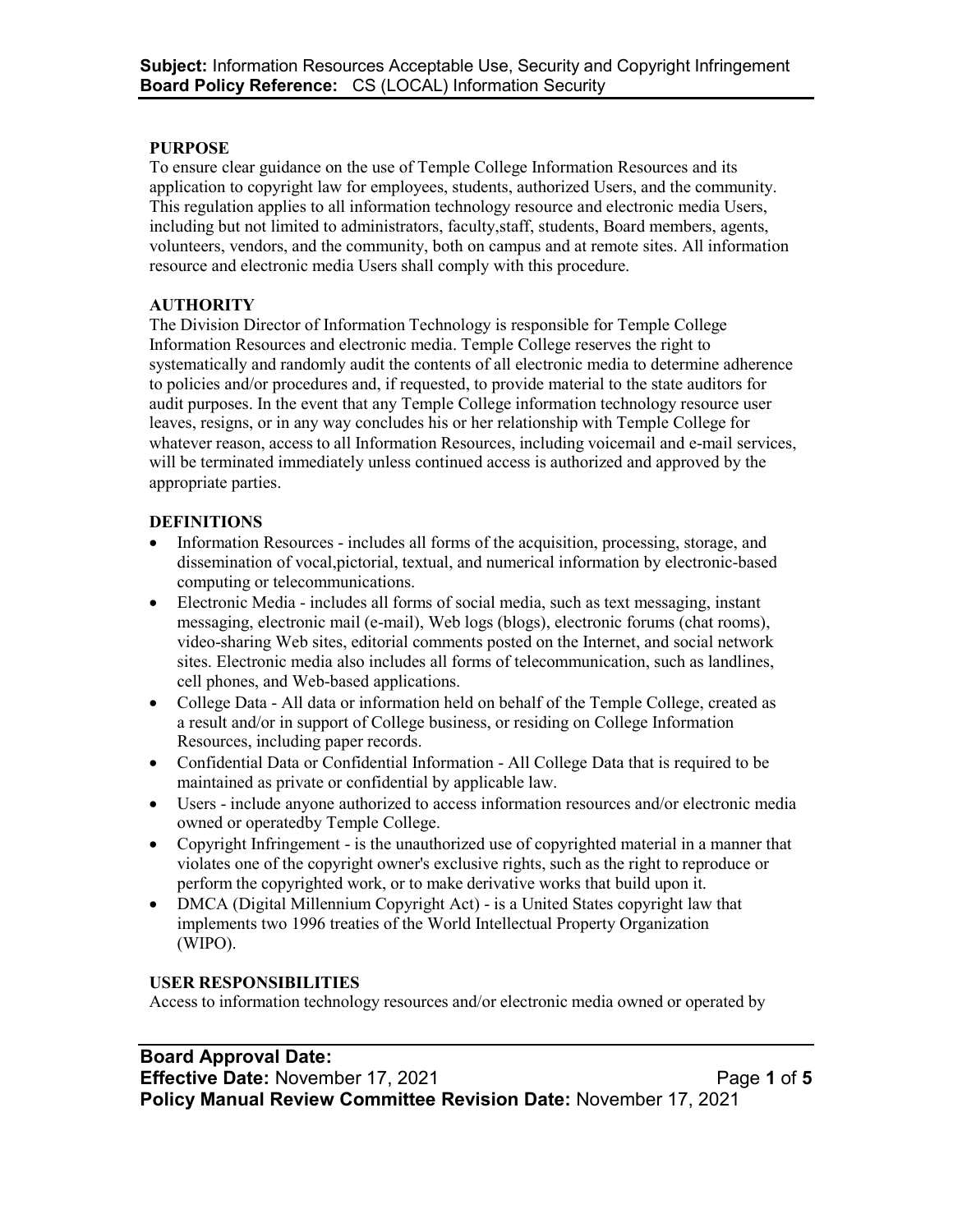**Subject:** Information Resources Acceptable Use, Security and Copyright Infringement
**Board Policy Reference:** CS (LOCAL) Information Security

## PURPOSE

To ensure clear guidance on the use of Temple College Information Resources and its application to copyright law for employees, students, authorized Users, and the community. This regulation applies to all information technology resource and electronic media Users, including but not limited to administrators, faculty,staff, students, Board members, agents, volunteers, vendors, and the community, both on campus and at remote sites. All information resource and electronic media Users shall comply with this procedure.

## AUTHORITY

The Division Director of Information Technology is responsible for Temple College Information Resources and electronic media. Temple College reserves the right to systematically and randomly audit the contents of all electronic media to determine adherence to policies and/or procedures and, if requested, to provide material to the state auditors for audit purposes. In the event that any Temple College information technology resource user leaves, resigns, or in any way concludes his or her relationship with Temple College for whatever reason, access to all Information Resources, including voicemail and e-mail services, will be terminated immediately unless continued access is authorized and approved by the appropriate parties.

## DEFINITIONS

- Information Resources - includes all forms of the acquisition, processing, storage, and dissemination of vocal,pictorial, textual, and numerical information by electronic-based computing or telecommunications.
- Electronic Media - includes all forms of social media, such as text messaging, instant messaging, electronic mail (e-mail), Web logs (blogs), electronic forums (chat rooms), video-sharing Web sites, editorial comments posted on the Internet, and social network sites. Electronic media also includes all forms of telecommunication, such as landlines, cell phones, and Web-based applications.
- College Data - All data or information held on behalf of the Temple College, created as a result and/or in support of College business, or residing on College Information Resources, including paper records.
- Confidential Data or Confidential Information - All College Data that is required to be maintained as private or confidential by applicable law.
- Users - include anyone authorized to access information resources and/or electronic media owned or operatedby Temple College.
- Copyright Infringement - is the unauthorized use of copyrighted material in a manner that violates one of the copyright owner's exclusive rights, such as the right to reproduce or perform the copyrighted work, or to make derivative works that build upon it.
- DMCA (Digital Millennium Copyright Act) - is a United States copyright law that implements two 1996 treaties of the World Intellectual Property Organization (WIPO).

## USER RESPONSIBILITIES

Access to information technology resources and/or electronic media owned or operated by

**Board Approval Date:**
**Effective Date:** November 17, 2021
**Policy Manual Review Committee Revision Date:** November 17, 2021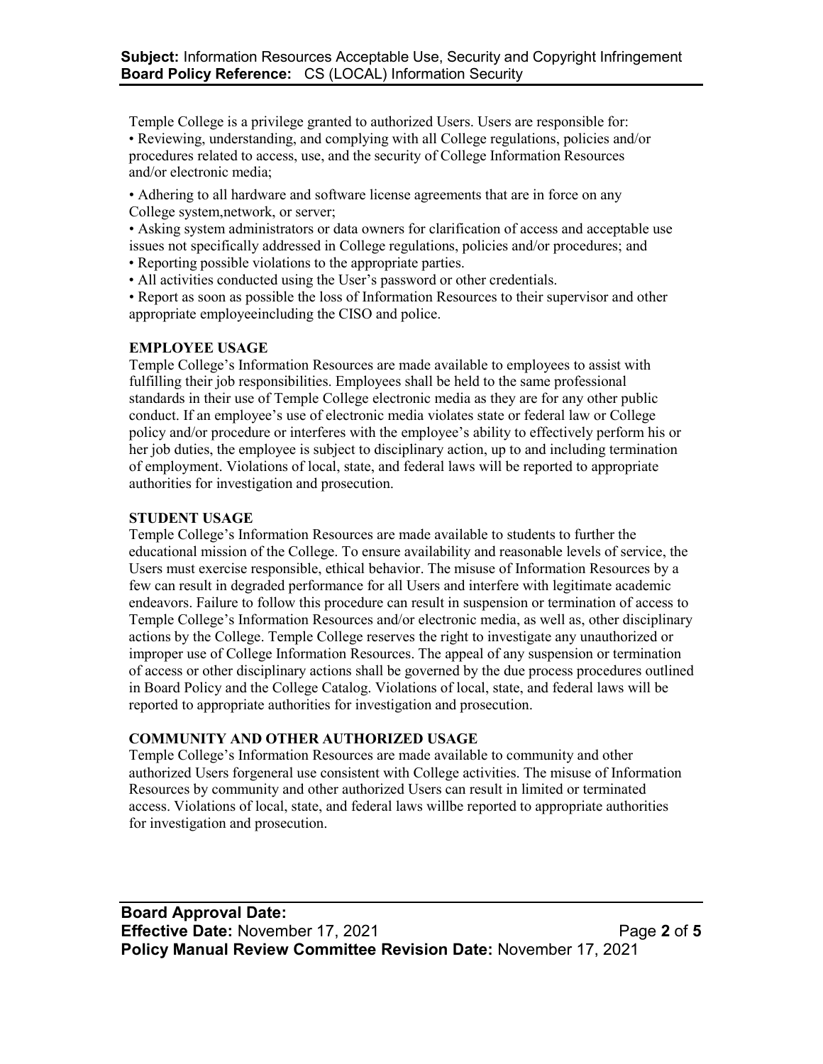Temple College is a privilege granted to authorized Users. Users are responsible for:

- Reviewing, understanding, and complying with all College regulations, policies and/or procedures related to access, use, and the security of College Information Resources and/or electronic media;
- Adhering to all hardware and software license agreements that are in force on any College system,network, or server;
- Asking system administrators or data owners for clarification of access and acceptable use issues not specifically addressed in College regulations, policies and/or procedures; and
- Reporting possible violations to the appropriate parties.
- All activities conducted using the User's password or other credentials.
- Report as soon as possible the loss of Information Resources to their supervisor and other appropriate employeeincluding the CISO and police.

**EMPLOYEE USAGE**

Temple College's Information Resources are made available to employees to assist with fulfilling their job responsibilities. Employees shall be held to the same professional standards in their use of Temple College electronic media as they are for any other public conduct. If an employee's use of electronic media violates state or federal law or College policy and/or procedure or interferes with the employee's ability to effectively perform his or her job duties, the employee is subject to disciplinary action, up to and including termination of employment. Violations of local, state, and federal laws will be reported to appropriate authorities for investigation and prosecution.

**STUDENT USAGE**

Temple College's Information Resources are made available to students to further the educational mission of the College. To ensure availability and reasonable levels of service, the Users must exercise responsible, ethical behavior. The misuse of Information Resources by a few can result in degraded performance for all Users and interfere with legitimate academic endeavors. Failure to follow this procedure can result in suspension or termination of access to Temple College's Information Resources and/or electronic media, as well as, other disciplinary actions by the College. Temple College reserves the right to investigate any unauthorized or improper use of College Information Resources. The appeal of any suspension or termination of access or other disciplinary actions shall be governed by the due process procedures outlined in Board Policy and the College Catalog. Violations of local, state, and federal laws will be reported to appropriate authorities for investigation and prosecution.

**COMMUNITY AND OTHER AUTHORIZED USAGE**

Temple College's Information Resources are made available to community and other authorized Users forgeneral use consistent with College activities. The misuse of Information Resources by community and other authorized Users can result in limited or terminated access. Violations of local, state, and federal laws willbe reported to appropriate authorities for investigation and prosecution.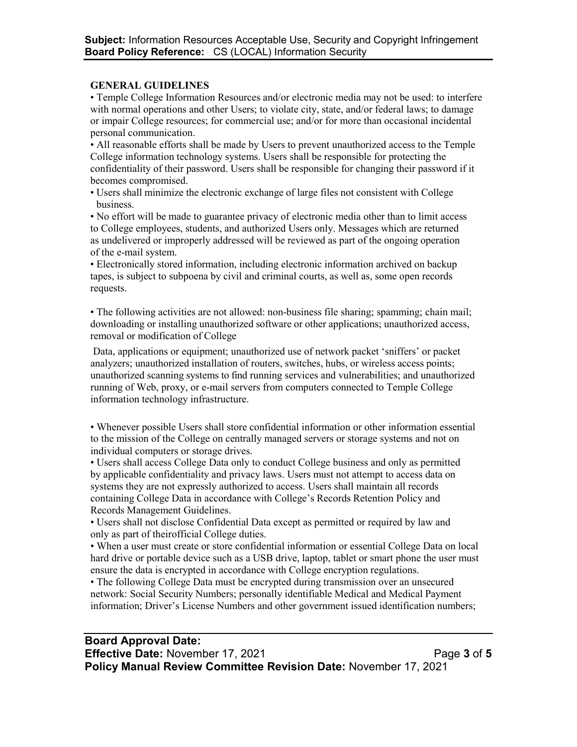## GENERAL GUIDELINES

- Temple College Information Resources and/or electronic media may not be used: to interfere with normal operations and other Users; to violate city, state, and/or federal laws; to damage or impair College resources; for commercial use; and/or for more than occasional incidental personal communication.
- All reasonable efforts shall be made by Users to prevent unauthorized access to the Temple College information technology systems. Users shall be responsible for protecting the confidentiality of their password. Users shall be responsible for changing their password if it becomes compromised.
- Users shall minimize the electronic exchange of large files not consistent with College business.
- No effort will be made to guarantee privacy of electronic media other than to limit access to College employees, students, and authorized Users only. Messages which are returned as undelivered or improperly addressed will be reviewed as part of the ongoing operation of the e-mail system.
- Electronically stored information, including electronic information archived on backup tapes, is subject to subpoena by civil and criminal courts, as well as, some open records requests.
- The following activities are not allowed: non-business file sharing; spamming; chain mail; downloading or installing unauthorized software or other applications; unauthorized access, removal or modification of College Data, applications or equipment; unauthorized use of network packet 'sniffers' or packet analyzers; unauthorized installation of routers, switches, hubs, or wireless access points; unauthorized scanning systems to find running services and vulnerabilities; and unauthorized running of Web, proxy, or e-mail servers from computers connected to Temple College information technology infrastructure.
- Whenever possible Users shall store confidential information or other information essential to the mission of the College on centrally managed servers or storage systems and not on individual computers or storage drives.
- Users shall access College Data only to conduct College business and only as permitted by applicable confidentiality and privacy laws. Users must not attempt to access data on systems they are not expressly authorized to access. Users shall maintain all records containing College Data in accordance with College's Records Retention Policy and Records Management Guidelines.
- Users shall not disclose Confidential Data except as permitted or required by law and only as part of theirofficial College duties.
- When a user must create or store confidential information or essential College Data on local hard drive or portable device such as a USB drive, laptop, tablet or smart phone the user must ensure the data is encrypted in accordance with College encryption regulations.
- The following College Data must be encrypted during transmission over an unsecured network: Social Security Numbers; personally identifiable Medical and Medical Payment information; Driver's License Numbers and other government issued identification numbers;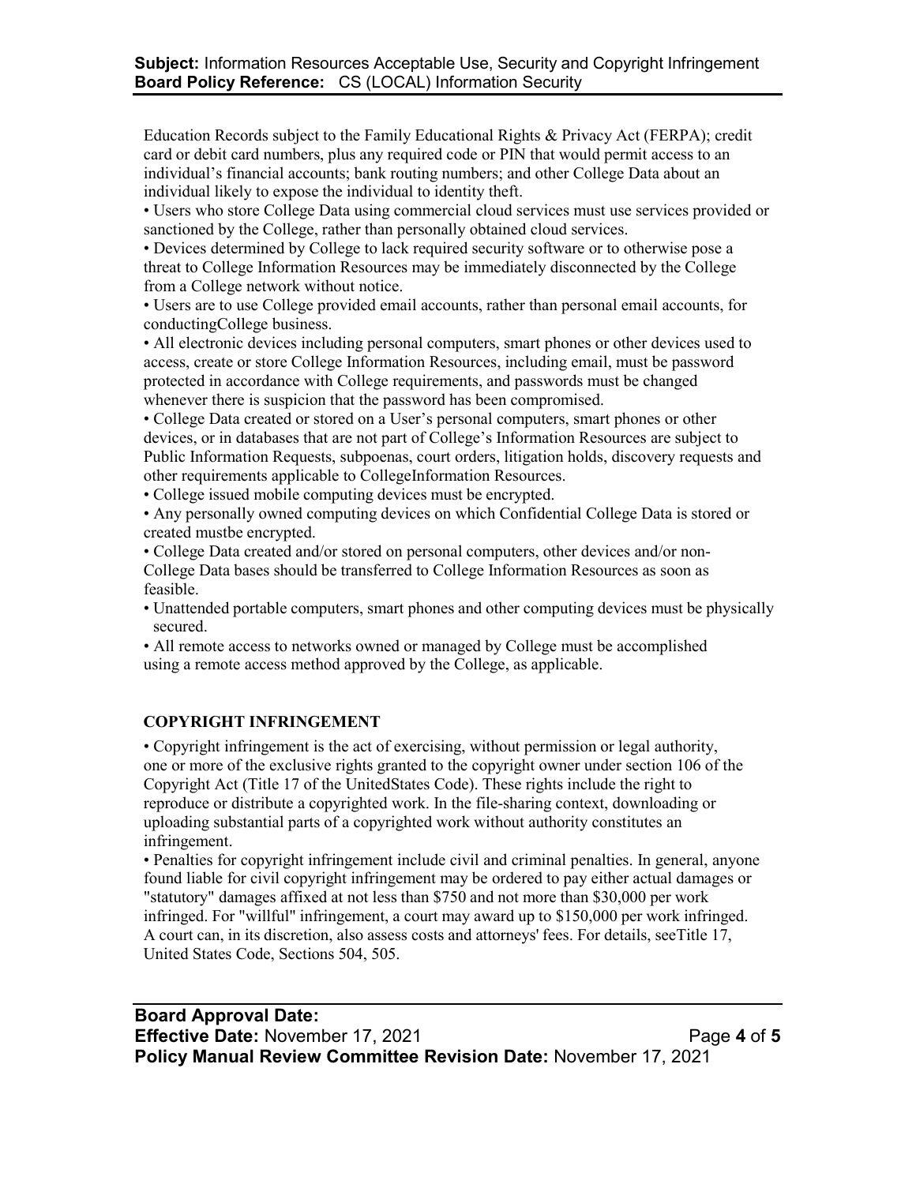Education Records subject to the Family Educational Rights & Privacy Act (FERPA); credit card or debit card numbers, plus any required code or PIN that would permit access to an individual's financial accounts; bank routing numbers; and other College Data about an individual likely to expose the individual to identity theft.

- Users who store College Data using commercial cloud services must use services provided or sanctioned by the College, rather than personally obtained cloud services.
- Devices determined by College to lack required security software or to otherwise pose a threat to College Information Resources may be immediately disconnected by the College from a College network without notice.
- Users are to use College provided email accounts, rather than personal email accounts, for conductingCollege business.
- All electronic devices including personal computers, smart phones or other devices used to access, create or store College Information Resources, including email, must be password protected in accordance with College requirements, and passwords must be changed whenever there is suspicion that the password has been compromised.
- College Data created or stored on a User's personal computers, smart phones or other devices, or in databases that are not part of College's Information Resources are subject to Public Information Requests, subpoenas, court orders, litigation holds, discovery requests and other requirements applicable to CollegeInformation Resources.
- College issued mobile computing devices must be encrypted.
- Any personally owned computing devices on which Confidential College Data is stored or created mustbe encrypted.
- College Data created and/or stored on personal computers, other devices and/or non-College Data bases should be transferred to College Information Resources as soon as feasible.
- Unattended portable computers, smart phones and other computing devices must be physically secured.
- All remote access to networks owned or managed by College must be accomplished using a remote access method approved by the College, as applicable.

## COPYRIGHT INFRINGEMENT

- Copyright infringement is the act of exercising, without permission or legal authority, one or more of the exclusive rights granted to the copyright owner under section 106 of the Copyright Act (Title 17 of the UnitedStates Code). These rights include the right to reproduce or distribute a copyrighted work. In the file-sharing context, downloading or uploading substantial parts of a copyrighted work without authority constitutes an infringement.
- Penalties for copyright infringement include civil and criminal penalties. In general, anyone found liable for civil copyright infringement may be ordered to pay either actual damages or "statutory" damages affixed at not less than $750 and not more than $30,000 per work infringed. For "willful" infringement, a court may award up to $150,000 per work infringed. A court can, in its discretion, also assess costs and attorneys' fees. For details, seeTitle 17, United States Code, Sections 504, 505.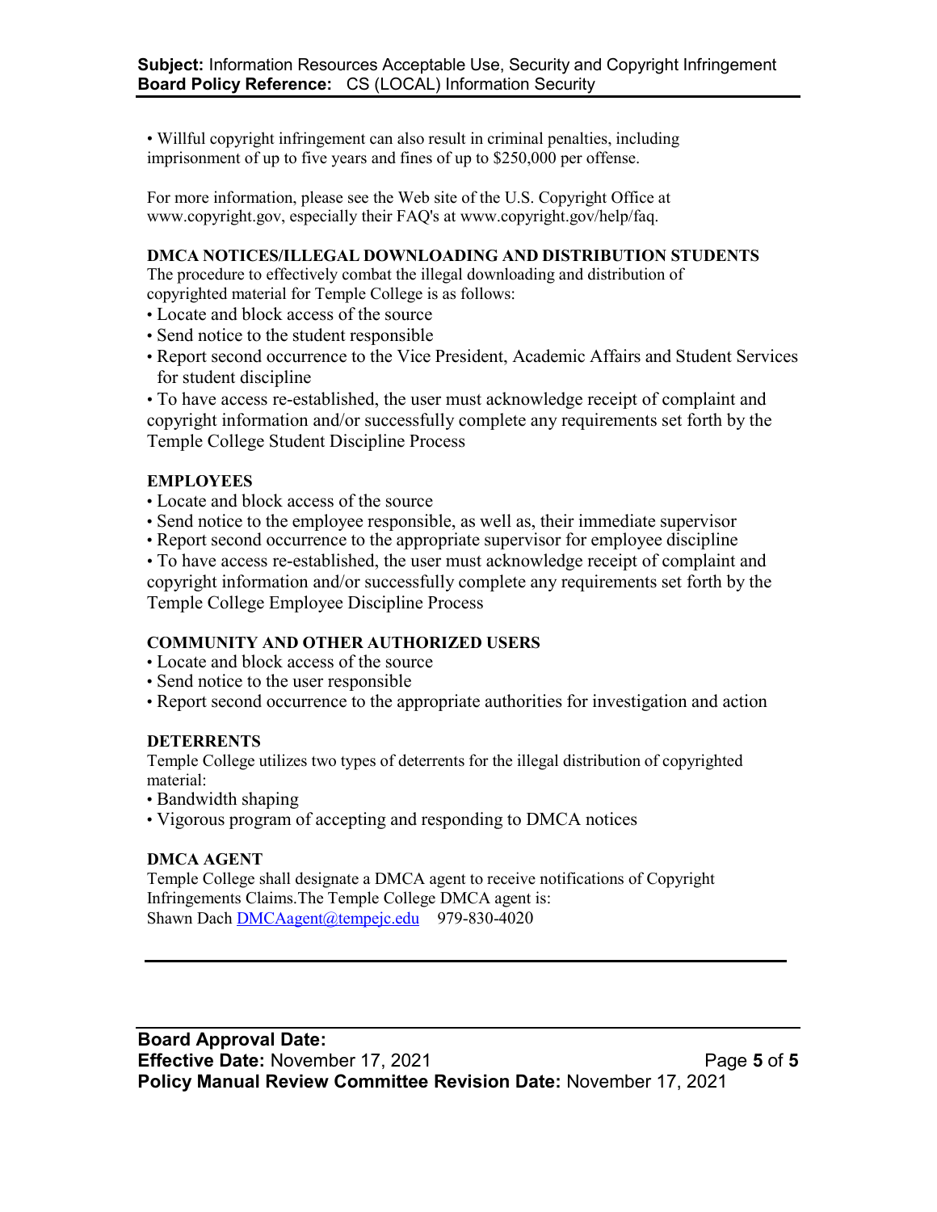• Willful copyright infringement can also result in criminal penalties, including imprisonment of up to five years and fines of up to $250,000 per offense.

For more information, please see the Web site of the U.S. Copyright Office at www.copyright.gov, especially their FAQ's at www.copyright.gov/help/faq.

### DMCA NOTICES/ILLEGAL DOWNLOADING AND DISTRIBUTION STUDENTS

The procedure to effectively combat the illegal downloading and distribution of copyrighted material for Temple College is as follows:

- Locate and block access of the source
- Send notice to the student responsible
- Report second occurrence to the Vice President, Academic Affairs and Student Services for student discipline
- To have access re-established, the user must acknowledge receipt of complaint and copyright information and/or successfully complete any requirements set forth by the Temple College Student Discipline Process

### EMPLOYEES

- Locate and block access of the source
- Send notice to the employee responsible, as well as, their immediate supervisor
- Report second occurrence to the appropriate supervisor for employee discipline
- To have access re-established, the user must acknowledge receipt of complaint and copyright information and/or successfully complete any requirements set forth by the Temple College Employee Discipline Process

### COMMUNITY AND OTHER AUTHORIZED USERS

- Locate and block access of the source
- Send notice to the user responsible
- Report second occurrence to the appropriate authorities for investigation and action

### DETERRENTS

Temple College utilizes two types of deterrents for the illegal distribution of copyrighted material:

- Bandwidth shaping
- Vigorous program of accepting and responding to DMCA notices

### DMCA AGENT

Temple College shall designate a DMCA agent to receive notifications of Copyright Infringements Claims.The Temple College DMCA agent is:
Shawn Dach DMCAagent@tempejc.edu 979-830-4020

**Board Approval Date:**
**Effective Date:** November 17, 2021
**Policy Manual Review Committee Revision Date:** November 17, 2021